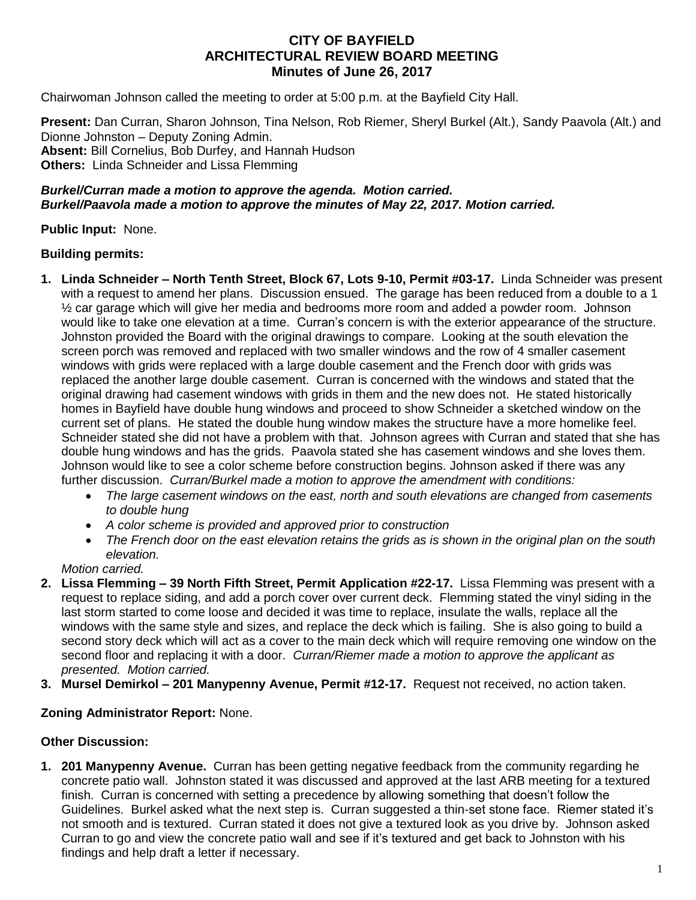# CITY OF BAYFIELD
## ARCHITECTURAL REVIEW BOARD MEETING
### Minutes of June 26, 2017

Chairwoman Johnson called the meeting to order at 5:00 p.m. at the Bayfield City Hall.

**Present:** Dan Curran, Sharon Johnson, Tina Nelson, Rob Riemer, Sheryl Burkel (Alt.), Sandy Paavola (Alt.) and Dionne Johnston – Deputy Zoning Admin.
**Absent:** Bill Cornelius, Bob Durfey, and Hannah Hudson
**Others:** Linda Schneider and Lissa Flemming

***Burkel/Curran made a motion to approve the agenda. Motion carried.***
***Burkel/Paavola made a motion to approve the minutes of May 22, 2017. Motion carried.***

**Public Input:** None.

**Building permits:**

1. **Linda Schneider – North Tenth Street, Block 67, Lots 9-10, Permit #03-17.** Linda Schneider was present with a request to amend her plans. Discussion ensued. The garage has been reduced from a double to a 1 ½ car garage which will give her media and bedrooms more room and added a powder room. Johnson would like to take one elevation at a time. Curran's concern is with the exterior appearance of the structure. Johnston provided the Board with the original drawings to compare. Looking at the south elevation the screen porch was removed and replaced with two smaller windows and the row of 4 smaller casement windows with grids were replaced with a large double casement and the French door with grids was replaced the another large double casement. Curran is concerned with the windows and stated that the original drawing had casement windows with grids in them and the new does not. He stated historically homes in Bayfield have double hung windows and proceed to show Schneider a sketched window on the current set of plans. He stated the double hung window makes the structure have a more homelike feel. Schneider stated she did not have a problem with that. Johnson agrees with Curran and stated that she has double hung windows and has the grids. Paavola stated she has casement windows and she loves them. Johnson would like to see a color scheme before construction begins. Johnson asked if there was any further discussion. *Curran/Burkel made a motion to approve the amendment with conditions:*
   - *The large casement windows on the east, north and south elevations are changed from casements to double hung*
   - *A color scheme is provided and approved prior to construction*
   - *The French door on the east elevation retains the grids as is shown in the original plan on the south elevation.*

   *Motion carried.*
2. **Lissa Flemming – 39 North Fifth Street, Permit Application #22-17.** Lissa Flemming was present with a request to replace siding, and add a porch cover over current deck. Flemming stated the vinyl siding in the last storm started to come loose and decided it was time to replace, insulate the walls, replace all the windows with the same style and sizes, and replace the deck which is failing. She is also going to build a second story deck which will act as a cover to the main deck which will require removing one window on the second floor and replacing it with a door. *Curran/Riemer made a motion to approve the applicant as presented. Motion carried.*
3. **Mursel Demirkol – 201 Manypenny Avenue, Permit #12-17.** Request not received, no action taken.

**Zoning Administrator Report:** None.

**Other Discussion:**

1. **201 Manypenny Avenue.** Curran has been getting negative feedback from the community regarding he concrete patio wall. Johnston stated it was discussed and approved at the last ARB meeting for a textured finish. Curran is concerned with setting a precedence by allowing something that doesn't follow the Guidelines. Burkel asked what the next step is. Curran suggested a thin-set stone face. Riemer stated it's not smooth and is textured. Curran stated it does not give a textured look as you drive by. Johnson asked Curran to go and view the concrete patio wall and see if it's textured and get back to Johnston with his findings and help draft a letter if necessary.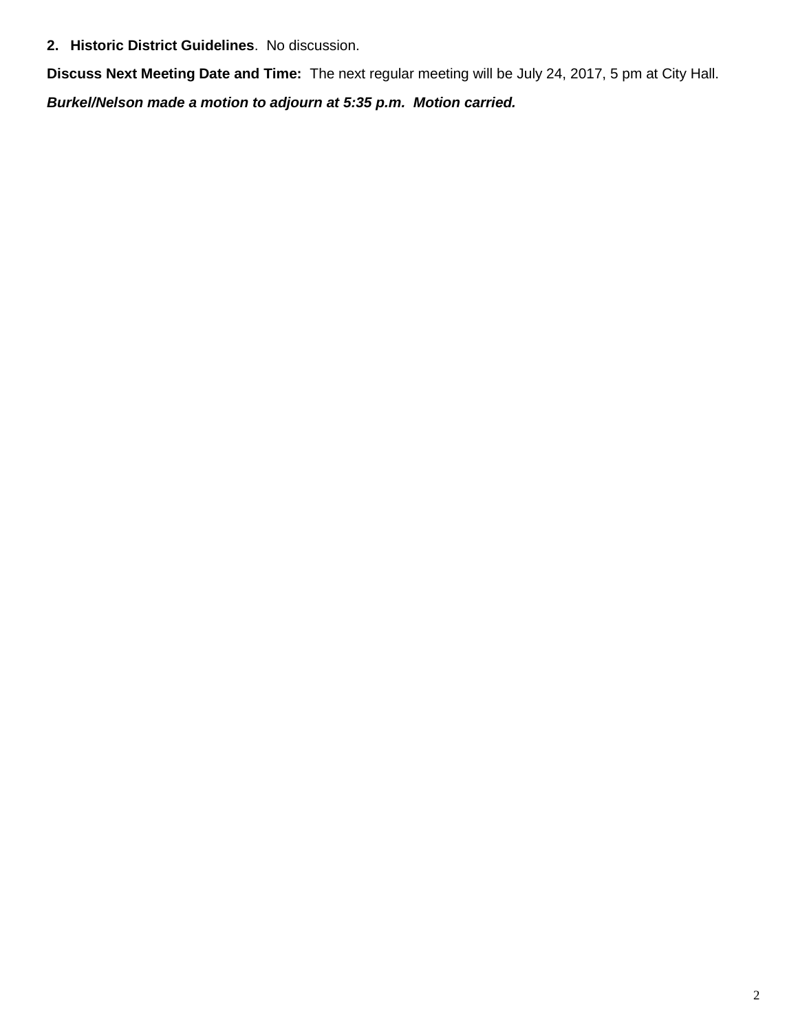2. **Historic District Guidelines**. No discussion.

**Discuss Next Meeting Date and Time:** The next regular meeting will be July 24, 2017, 5 pm at City Hall.

***Burkel/Nelson made a motion to adjourn at 5:35 p.m. Motion carried.***